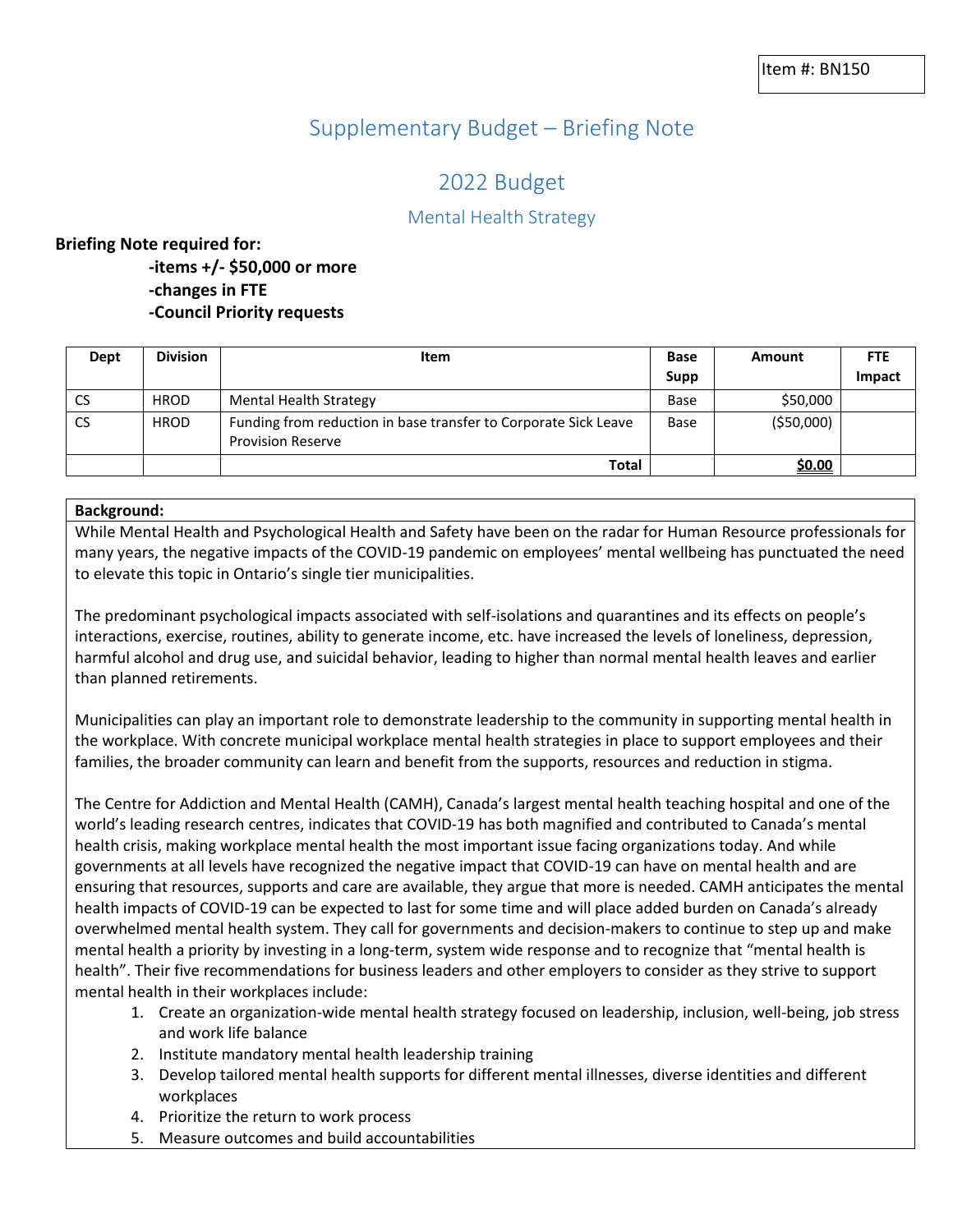Item #: BN150

# Supplementary Budget – Briefing Note

## 2022 Budget

### Mental Health Strategy

**Briefing Note required for:**

**-items +/- $50,000 or more**
**-changes in FTE**
**-Council Priority requests**

| Dept | Division | Item | Base Supp | Amount | FTE Impact |
|---|---|---|---|---|---|
| CS | HROD | Mental Health Strategy | Base | $50,000 | |
| CS | HROD | Funding from reduction in base transfer to Corporate Sick Leave Provision Reserve | Base | ($50,000) | |
| | | **Total** | | **$0.00** | |

**Background:**

While Mental Health and Psychological Health and Safety have been on the radar for Human Resource professionals for many years, the negative impacts of the COVID-19 pandemic on employees' mental wellbeing has punctuated the need to elevate this topic in Ontario's single tier municipalities.

The predominant psychological impacts associated with self-isolations and quarantines and its effects on people's interactions, exercise, routines, ability to generate income, etc. have increased the levels of loneliness, depression, harmful alcohol and drug use, and suicidal behavior, leading to higher than normal mental health leaves and earlier than planned retirements.

Municipalities can play an important role to demonstrate leadership to the community in supporting mental health in the workplace. With concrete municipal workplace mental health strategies in place to support employees and their families, the broader community can learn and benefit from the supports, resources and reduction in stigma.

The Centre for Addiction and Mental Health (CAMH), Canada's largest mental health teaching hospital and one of the world's leading research centres, indicates that COVID-19 has both magnified and contributed to Canada's mental health crisis, making workplace mental health the most important issue facing organizations today. And while governments at all levels have recognized the negative impact that COVID-19 can have on mental health and are ensuring that resources, supports and care are available, they argue that more is needed. CAMH anticipates the mental health impacts of COVID-19 can be expected to last for some time and will place added burden on Canada's already overwhelmed mental health system. They call for governments and decision-makers to continue to step up and make mental health a priority by investing in a long-term, system wide response and to recognize that "mental health is health". Their five recommendations for business leaders and other employers to consider as they strive to support mental health in their workplaces include:

1. Create an organization-wide mental health strategy focused on leadership, inclusion, well-being, job stress and work life balance
2. Institute mandatory mental health leadership training
3. Develop tailored mental health supports for different mental illnesses, diverse identities and different workplaces
4. Prioritize the return to work process
5. Measure outcomes and build accountabilities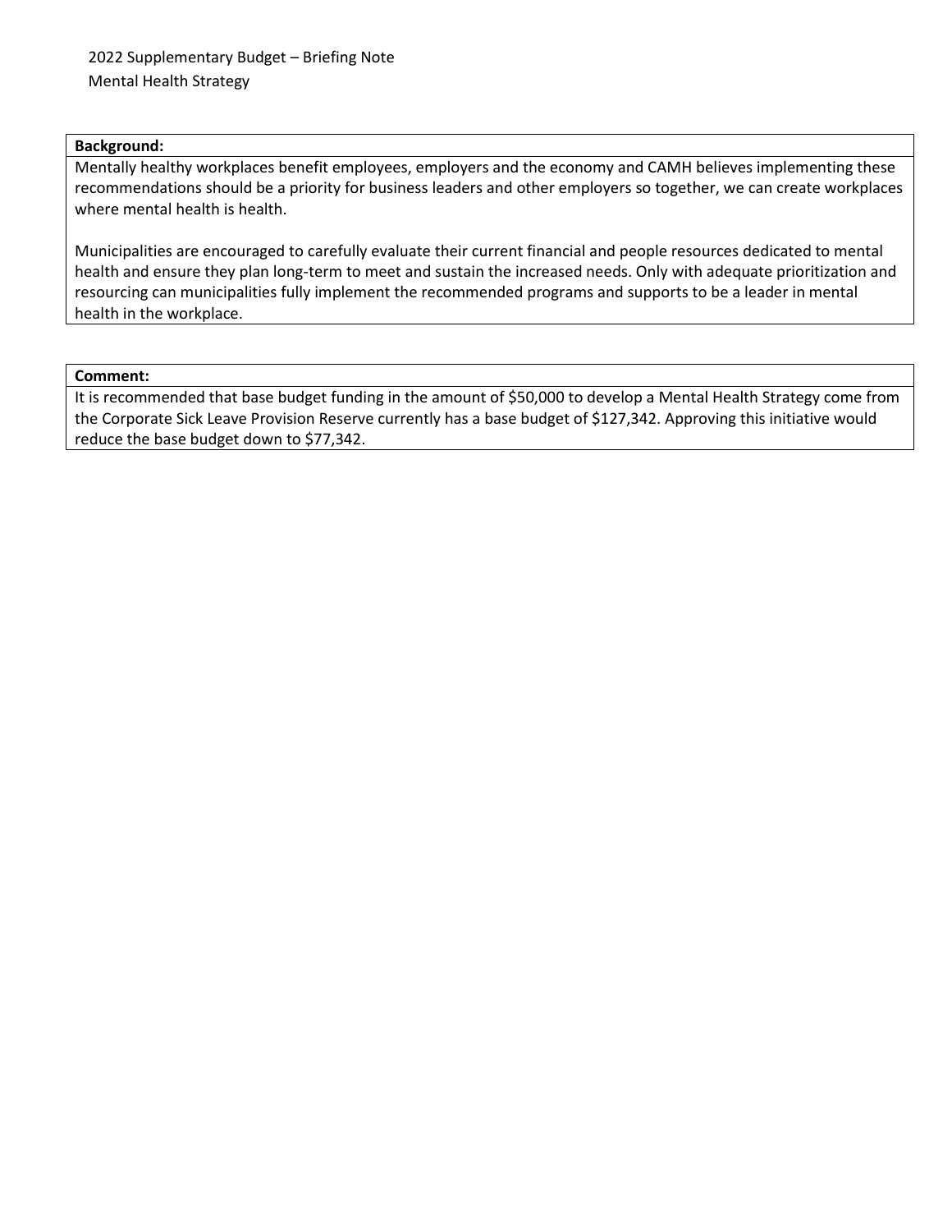2022 Supplementary Budget – Briefing Note

Mental Health Strategy

| **Background:** |
|---|
| Mentally healthy workplaces benefit employees, employers and the economy and CAMH believes implementing these recommendations should be a priority for business leaders and other employers so together, we can create workplaces where mental health is health.<br><br>Municipalities are encouraged to carefully evaluate their current financial and people resources dedicated to mental health and ensure they plan long-term to meet and sustain the increased needs. Only with adequate prioritization and resourcing can municipalities fully implement the recommended programs and supports to be a leader in mental health in the workplace. |

| **Comment:** |
|---|
| It is recommended that base budget funding in the amount of $50,000 to develop a Mental Health Strategy come from the Corporate Sick Leave Provision Reserve currently has a base budget of $127,342. Approving this initiative would reduce the base budget down to $77,342. |